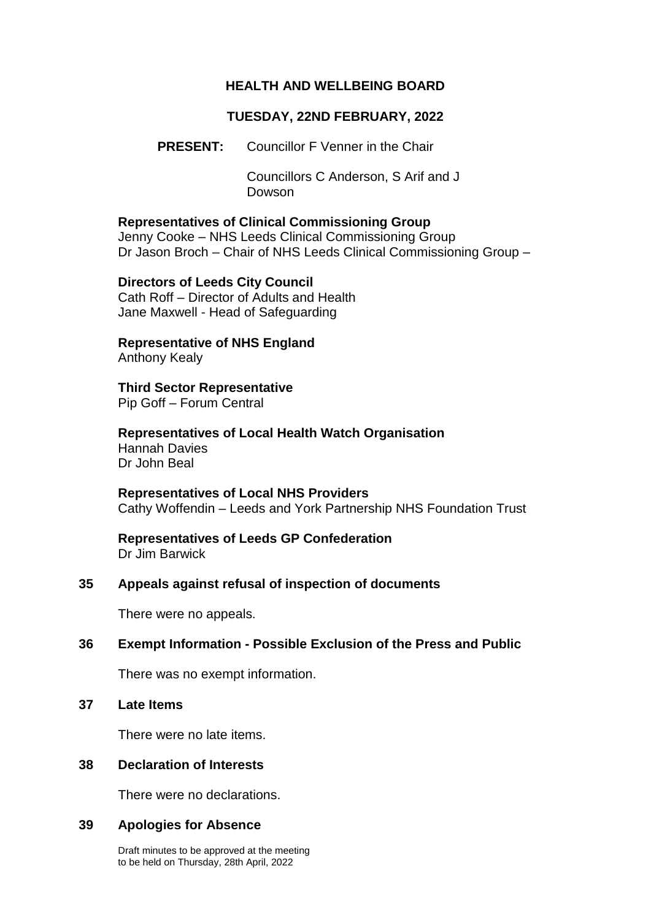# HEALTH AND WELLBEING BOARD

## TUESDAY, 22ND FEBRUARY, 2022

**PRESENT:** Councillor F Venner in the Chair

Councillors C Anderson, S Arif and J Dowson

**Representatives of Clinical Commissioning Group**
Jenny Cooke – NHS Leeds Clinical Commissioning Group
Dr Jason Broch – Chair of NHS Leeds Clinical Commissioning Group –

**Directors of Leeds City Council**
Cath Roff – Director of Adults and Health
Jane Maxwell - Head of Safeguarding

**Representative of NHS England**
Anthony Kealy

**Third Sector Representative**
Pip Goff – Forum Central

**Representatives of Local Health Watch Organisation**
Hannah Davies
Dr John Beal

**Representatives of Local NHS Providers**
Cathy Woffendin – Leeds and York Partnership NHS Foundation Trust

**Representatives of Leeds GP Confederation**
Dr Jim Barwick

### 35 Appeals against refusal of inspection of documents

There were no appeals.

### 36 Exempt Information - Possible Exclusion of the Press and Public

There was no exempt information.

### 37 Late Items

There were no late items.

### 38 Declaration of Interests

There were no declarations.

### 39 Apologies for Absence

Draft minutes to be approved at the meeting to be held on Thursday, 28th April, 2022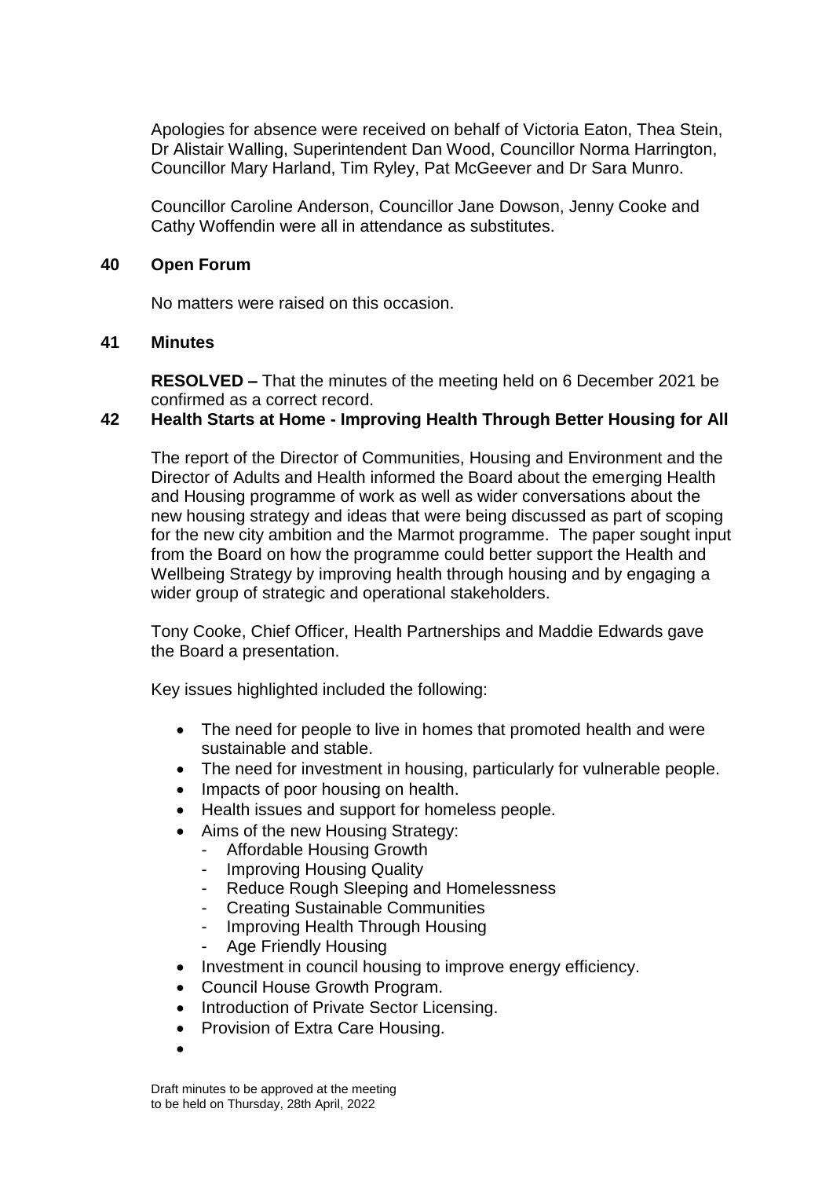Apologies for absence were received on behalf of Victoria Eaton, Thea Stein, Dr Alistair Walling, Superintendent Dan Wood, Councillor Norma Harrington, Councillor Mary Harland, Tim Ryley, Pat McGeever and Dr Sara Munro.

Councillor Caroline Anderson, Councillor Jane Dowson, Jenny Cooke and Cathy Woffendin were all in attendance as substitutes.

## 40 Open Forum

No matters were raised on this occasion.

## 41 Minutes

**RESOLVED –** That the minutes of the meeting held on 6 December 2021 be confirmed as a correct record.

## 42 Health Starts at Home - Improving Health Through Better Housing for All

The report of the Director of Communities, Housing and Environment and the Director of Adults and Health informed the Board about the emerging Health and Housing programme of work as well as wider conversations about the new housing strategy and ideas that were being discussed as part of scoping for the new city ambition and the Marmot programme. The paper sought input from the Board on how the programme could better support the Health and Wellbeing Strategy by improving health through housing and by engaging a wider group of strategic and operational stakeholders.

Tony Cooke, Chief Officer, Health Partnerships and Maddie Edwards gave the Board a presentation.

Key issues highlighted included the following:

- The need for people to live in homes that promoted health and were sustainable and stable.
- The need for investment in housing, particularly for vulnerable people.
- Impacts of poor housing on health.
- Health issues and support for homeless people.
- Aims of the new Housing Strategy:
  - Affordable Housing Growth
  - Improving Housing Quality
  - Reduce Rough Sleeping and Homelessness
  - Creating Sustainable Communities
  - Improving Health Through Housing
  - Age Friendly Housing
- Investment in council housing to improve energy efficiency.
- Council House Growth Program.
- Introduction of Private Sector Licensing.
- Provision of Extra Care Housing.
-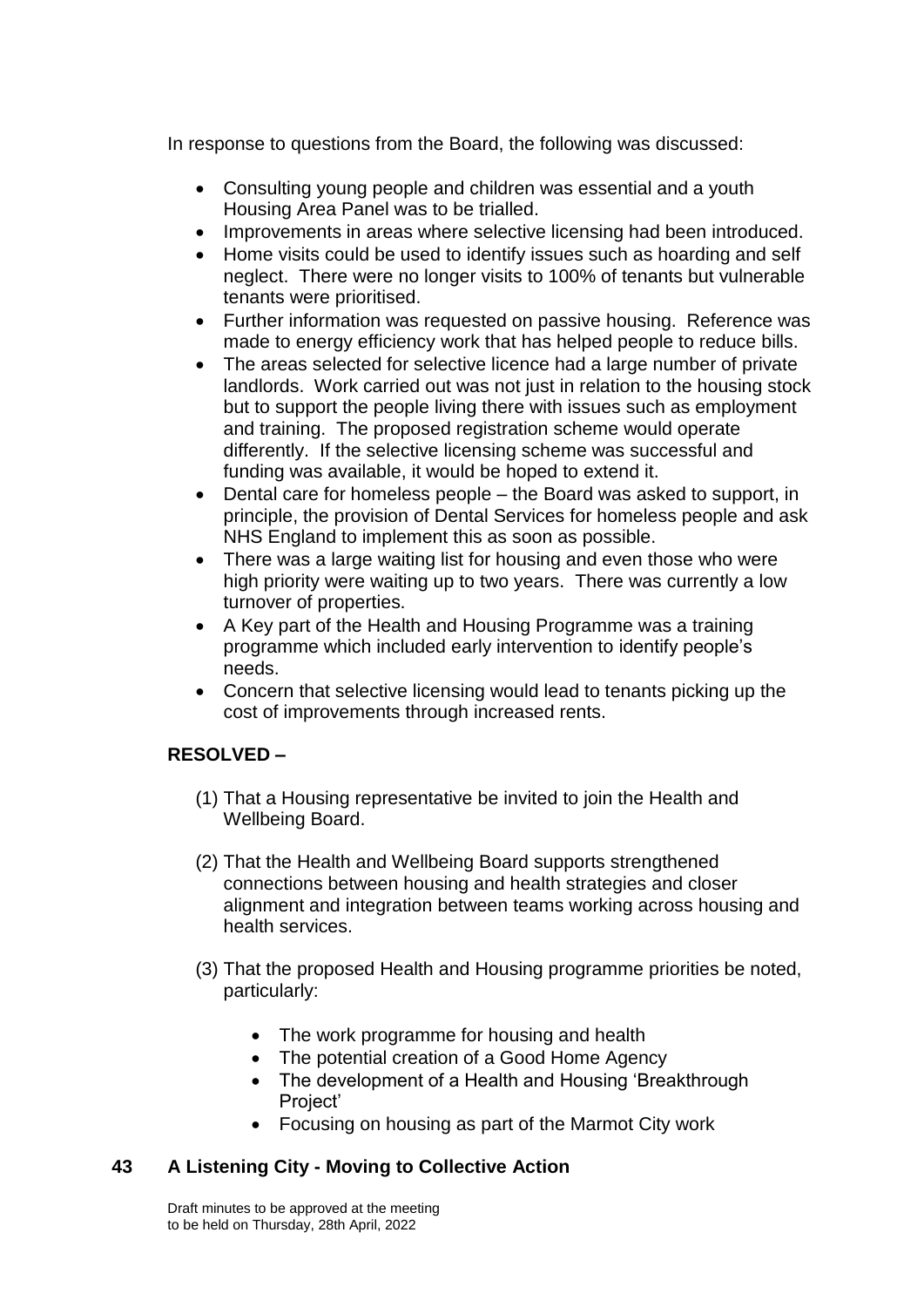In response to questions from the Board, the following was discussed:

- Consulting young people and children was essential and a youth Housing Area Panel was to be trialled.
- Improvements in areas where selective licensing had been introduced.
- Home visits could be used to identify issues such as hoarding and self neglect. There were no longer visits to 100% of tenants but vulnerable tenants were prioritised.
- Further information was requested on passive housing. Reference was made to energy efficiency work that has helped people to reduce bills.
- The areas selected for selective licence had a large number of private landlords. Work carried out was not just in relation to the housing stock but to support the people living there with issues such as employment and training. The proposed registration scheme would operate differently. If the selective licensing scheme was successful and funding was available, it would be hoped to extend it.
- Dental care for homeless people – the Board was asked to support, in principle, the provision of Dental Services for homeless people and ask NHS England to implement this as soon as possible.
- There was a large waiting list for housing and even those who were high priority were waiting up to two years. There was currently a low turnover of properties.
- A Key part of the Health and Housing Programme was a training programme which included early intervention to identify people's needs.
- Concern that selective licensing would lead to tenants picking up the cost of improvements through increased rents.

**RESOLVED –**

(1) That a Housing representative be invited to join the Health and Wellbeing Board.

(2) That the Health and Wellbeing Board supports strengthened connections between housing and health strategies and closer alignment and integration between teams working across housing and health services.

(3) That the proposed Health and Housing programme priorities be noted, particularly:

- The work programme for housing and health
- The potential creation of a Good Home Agency
- The development of a Health and Housing 'Breakthrough Project'
- Focusing on housing as part of the Marmot City work

## 43 A Listening City - Moving to Collective Action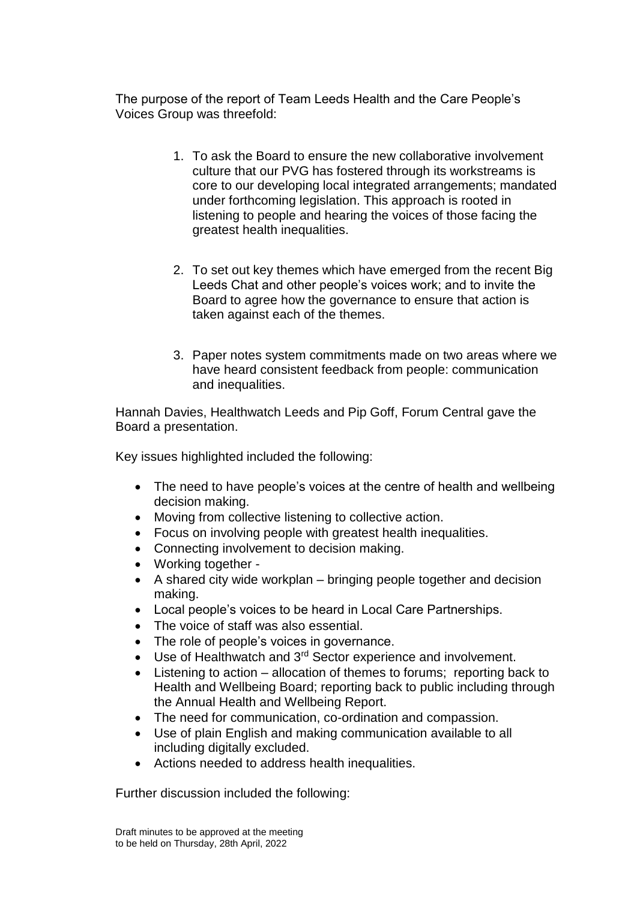The purpose of the report of Team Leeds Health and the Care People's Voices Group was threefold:

1. To ask the Board to ensure the new collaborative involvement culture that our PVG has fostered through its workstreams is core to our developing local integrated arrangements; mandated under forthcoming legislation. This approach is rooted in listening to people and hearing the voices of those facing the greatest health inequalities.

2. To set out key themes which have emerged from the recent Big Leeds Chat and other people's voices work; and to invite the Board to agree how the governance to ensure that action is taken against each of the themes.

3. Paper notes system commitments made on two areas where we have heard consistent feedback from people: communication and inequalities.

Hannah Davies, Healthwatch Leeds and Pip Goff, Forum Central gave the Board a presentation.

Key issues highlighted included the following:

- The need to have people's voices at the centre of health and wellbeing decision making.
- Moving from collective listening to collective action.
- Focus on involving people with greatest health inequalities.
- Connecting involvement to decision making.
- Working together -
- A shared city wide workplan – bringing people together and decision making.
- Local people's voices to be heard in Local Care Partnerships.
- The voice of staff was also essential.
- The role of people's voices in governance.
- Use of Healthwatch and 3rd Sector experience and involvement.
- Listening to action – allocation of themes to forums; reporting back to Health and Wellbeing Board; reporting back to public including through the Annual Health and Wellbeing Report.
- The need for communication, co-ordination and compassion.
- Use of plain English and making communication available to all including digitally excluded.
- Actions needed to address health inequalities.

Further discussion included the following: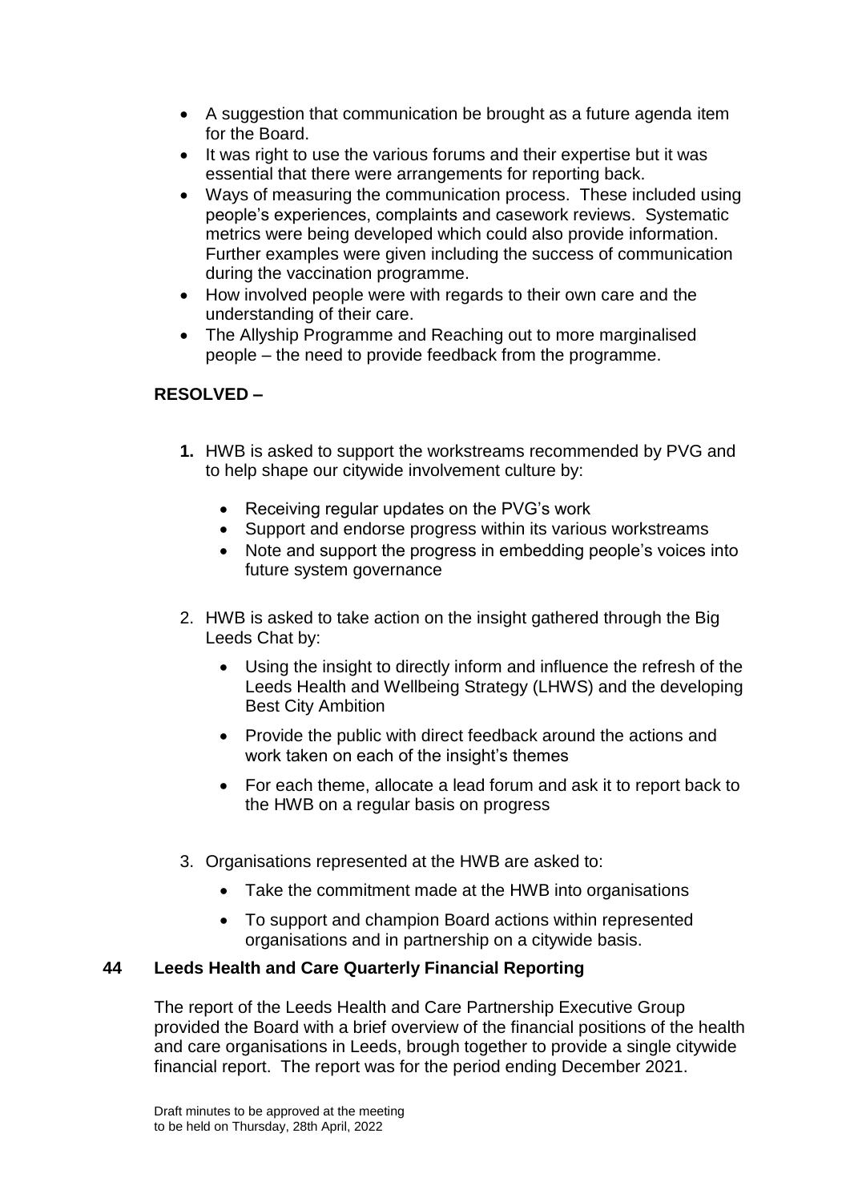- A suggestion that communication be brought as a future agenda item for the Board.
- It was right to use the various forums and their expertise but it was essential that there were arrangements for reporting back.
- Ways of measuring the communication process. These included using people's experiences, complaints and casework reviews. Systematic metrics were being developed which could also provide information. Further examples were given including the success of communication during the vaccination programme.
- How involved people were with regards to their own care and the understanding of their care.
- The Allyship Programme and Reaching out to more marginalised people – the need to provide feedback from the programme.

**RESOLVED –**

1. HWB is asked to support the workstreams recommended by PVG and to help shape our citywide involvement culture by:

    - Receiving regular updates on the PVG's work
    - Support and endorse progress within its various workstreams
    - Note and support the progress in embedding people's voices into future system governance

2. HWB is asked to take action on the insight gathered through the Big Leeds Chat by:

    - Using the insight to directly inform and influence the refresh of the Leeds Health and Wellbeing Strategy (LHWS) and the developing Best City Ambition
    - Provide the public with direct feedback around the actions and work taken on each of the insight's themes
    - For each theme, allocate a lead forum and ask it to report back to the HWB on a regular basis on progress

3. Organisations represented at the HWB are asked to:

    - Take the commitment made at the HWB into organisations
    - To support and champion Board actions within represented organisations and in partnership on a citywide basis.

## 44 Leeds Health and Care Quarterly Financial Reporting

The report of the Leeds Health and Care Partnership Executive Group provided the Board with a brief overview of the financial positions of the health and care organisations in Leeds, brough together to provide a single citywide financial report. The report was for the period ending December 2021.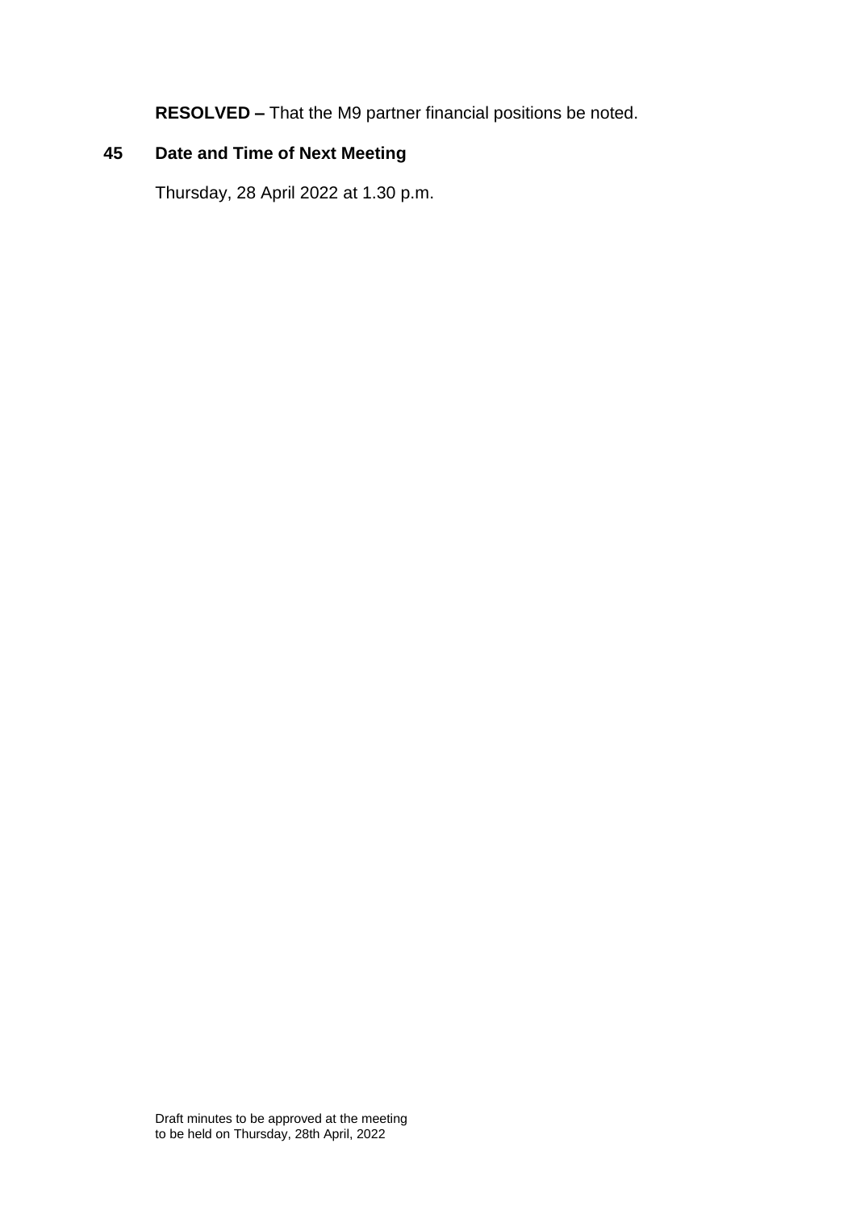**RESOLVED –** That the M9 partner financial positions be noted.

## 45 Date and Time of Next Meeting

Thursday, 28 April 2022 at 1.30 p.m.

Draft minutes to be approved at the meeting to be held on Thursday, 28th April, 2022